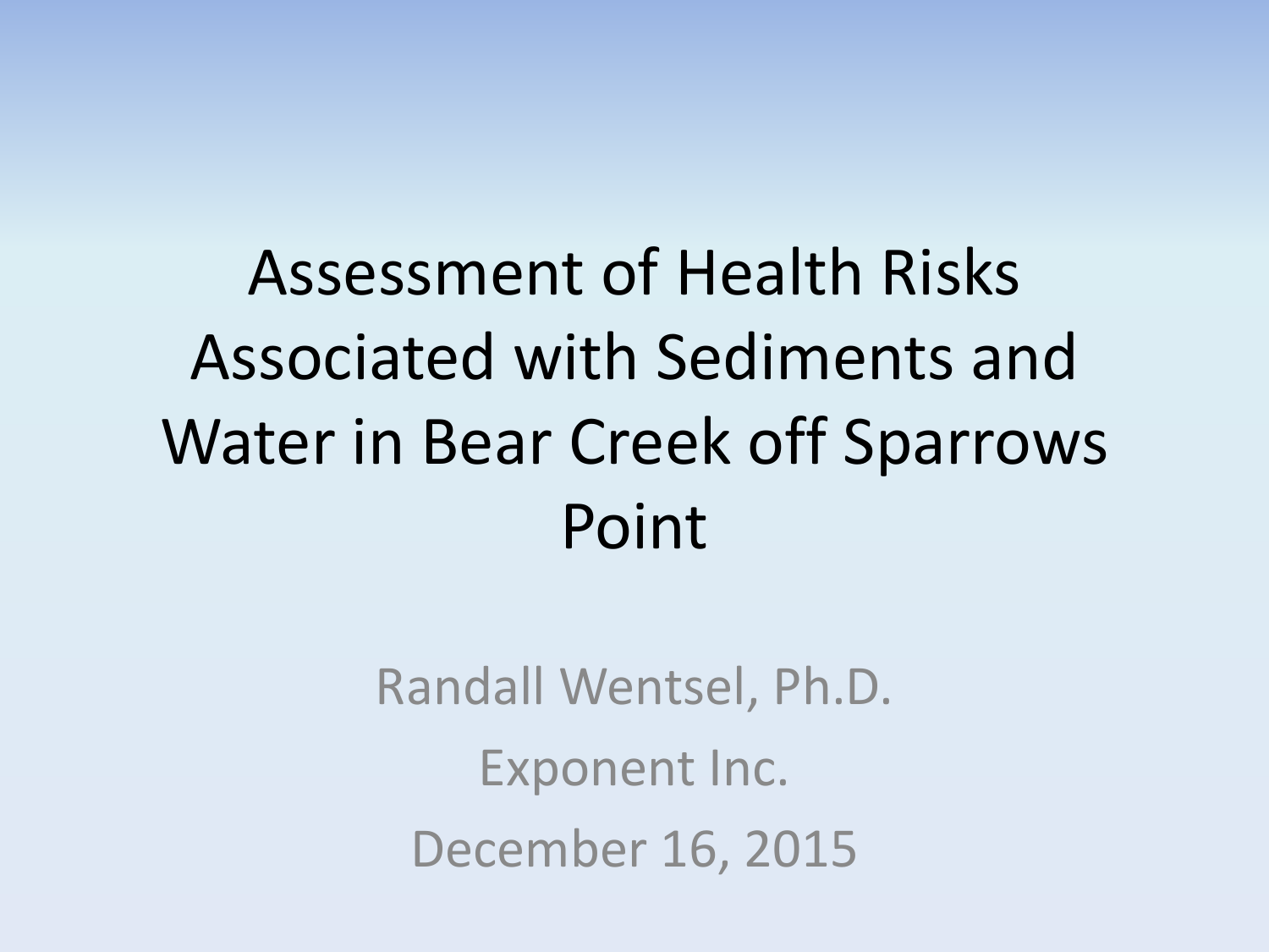# Assessment of Health Risks Associated with Sediments and Water in Bear Creek off Sparrows Point

Randall Wentsel, Ph.D.

Exponent Inc.

December 16, 2015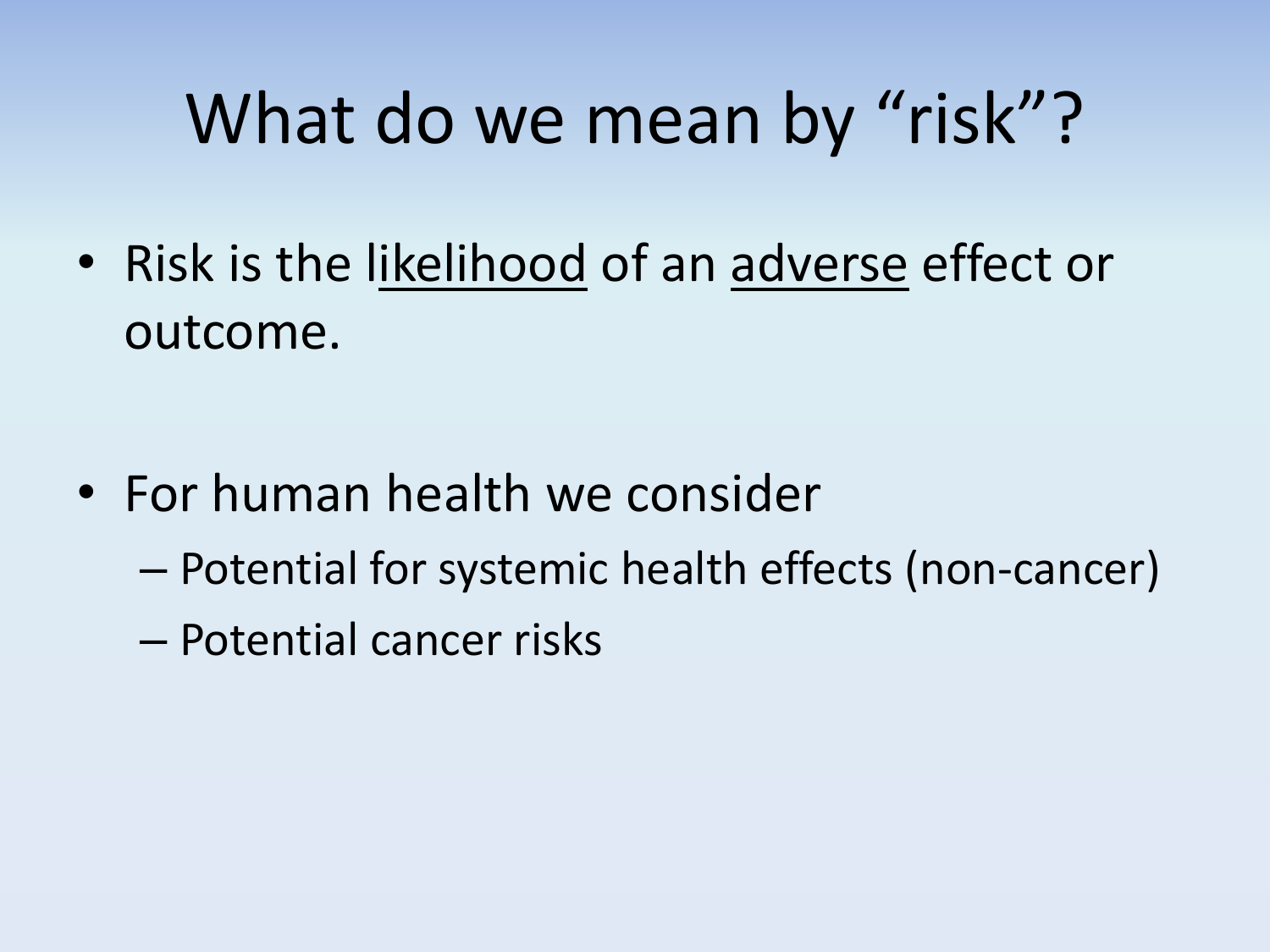# What do we mean by "risk"?

- Risk is the <u>likelihood</u> of an <u>adverse</u> effect or outcome.

- For human health we consider
  - Potential for systemic health effects (non-cancer)
  - Potential cancer risks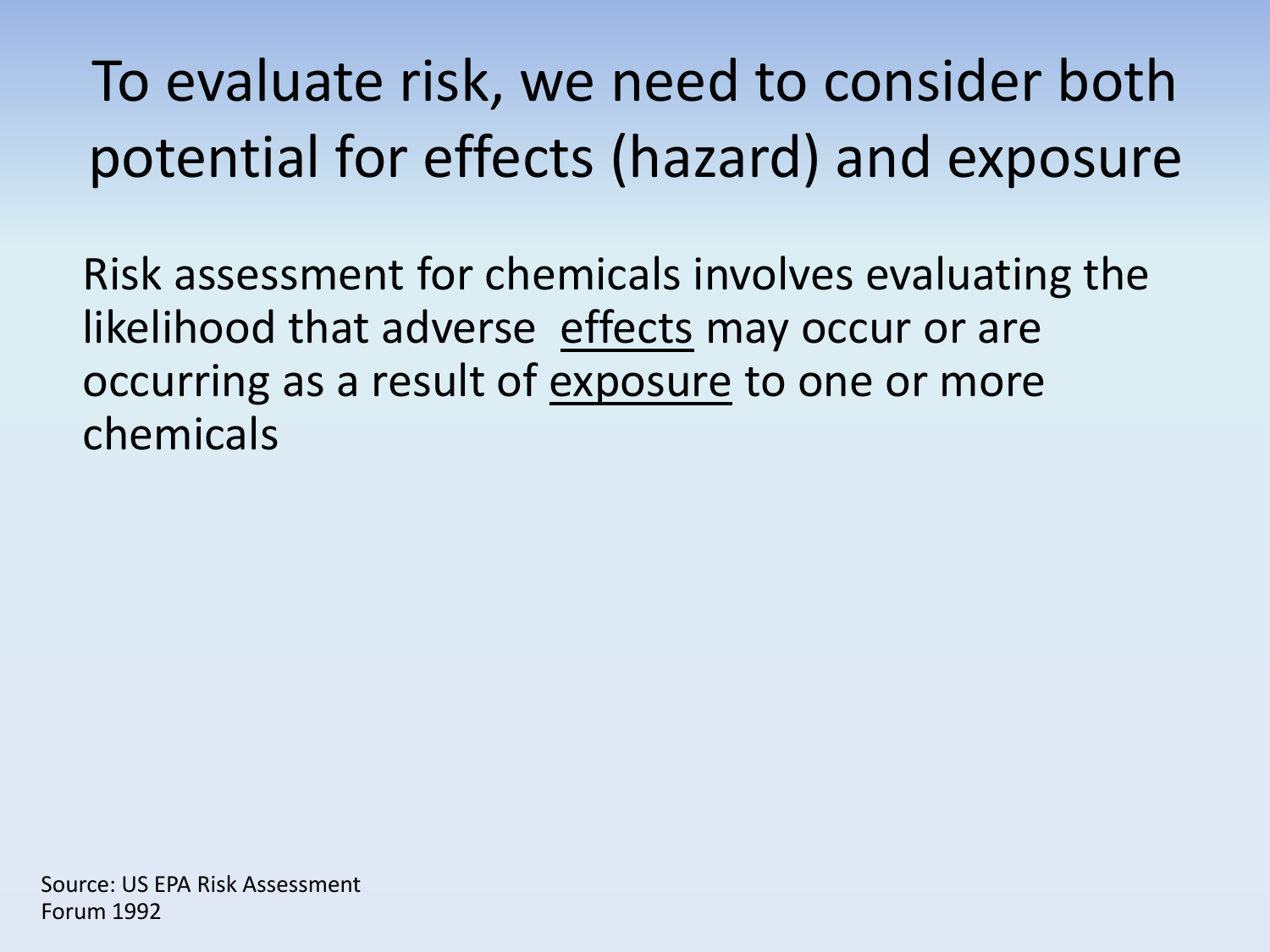# To evaluate risk, we need to consider both potential for effects (hazard) and exposure

Risk assessment for chemicals involves evaluating the likelihood that adverse <u>effects</u> may occur or are occurring as a result of <u>exposure</u> to one or more chemicals

Source: US EPA Risk Assessment Forum 1992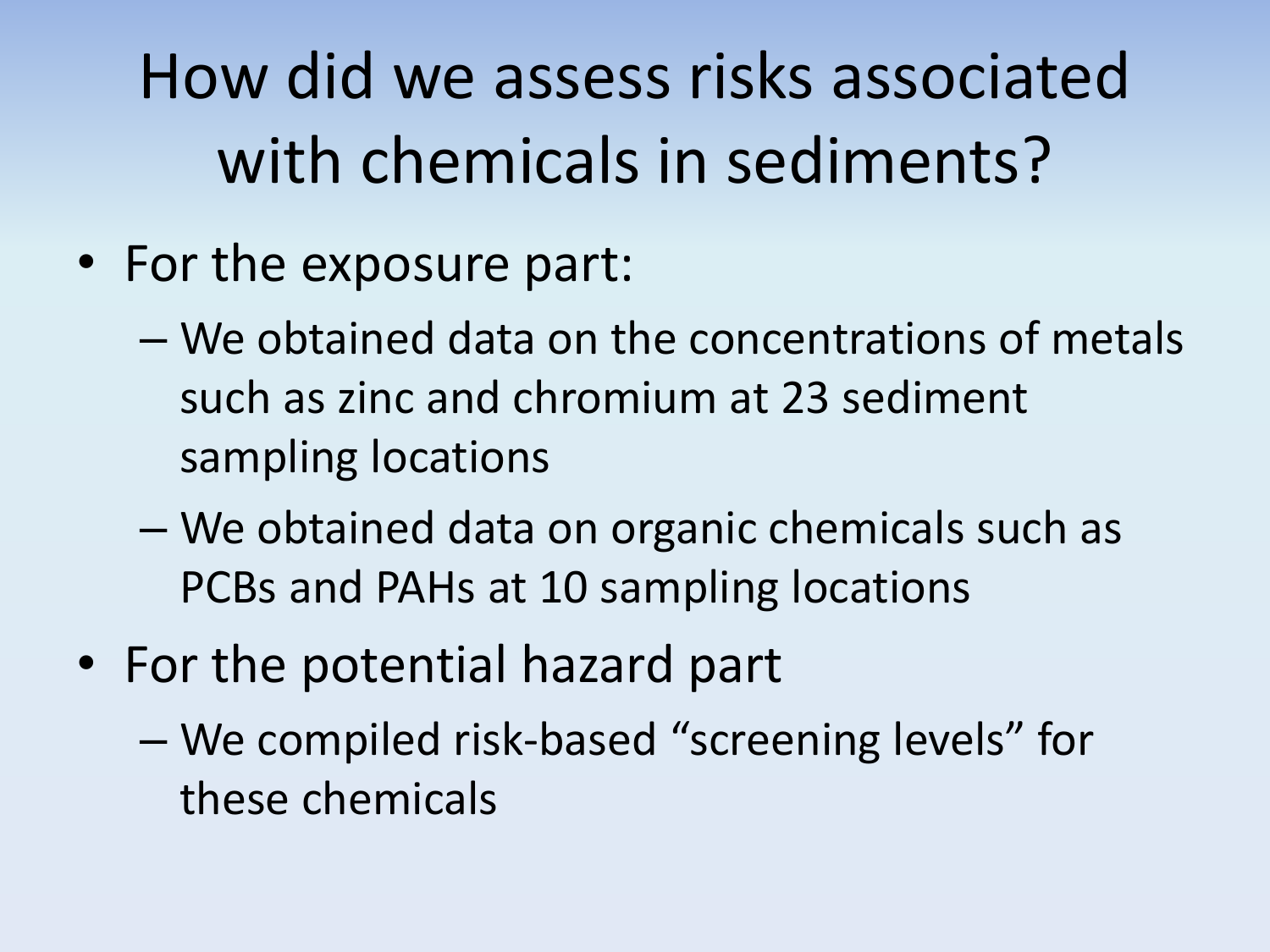# How did we assess risks associated with chemicals in sediments?

- For the exposure part:
  - We obtained data on the concentrations of metals such as zinc and chromium at 23 sediment sampling locations
  - We obtained data on organic chemicals such as PCBs and PAHs at 10 sampling locations
- For the potential hazard part
  - We compiled risk-based "screening levels" for these chemicals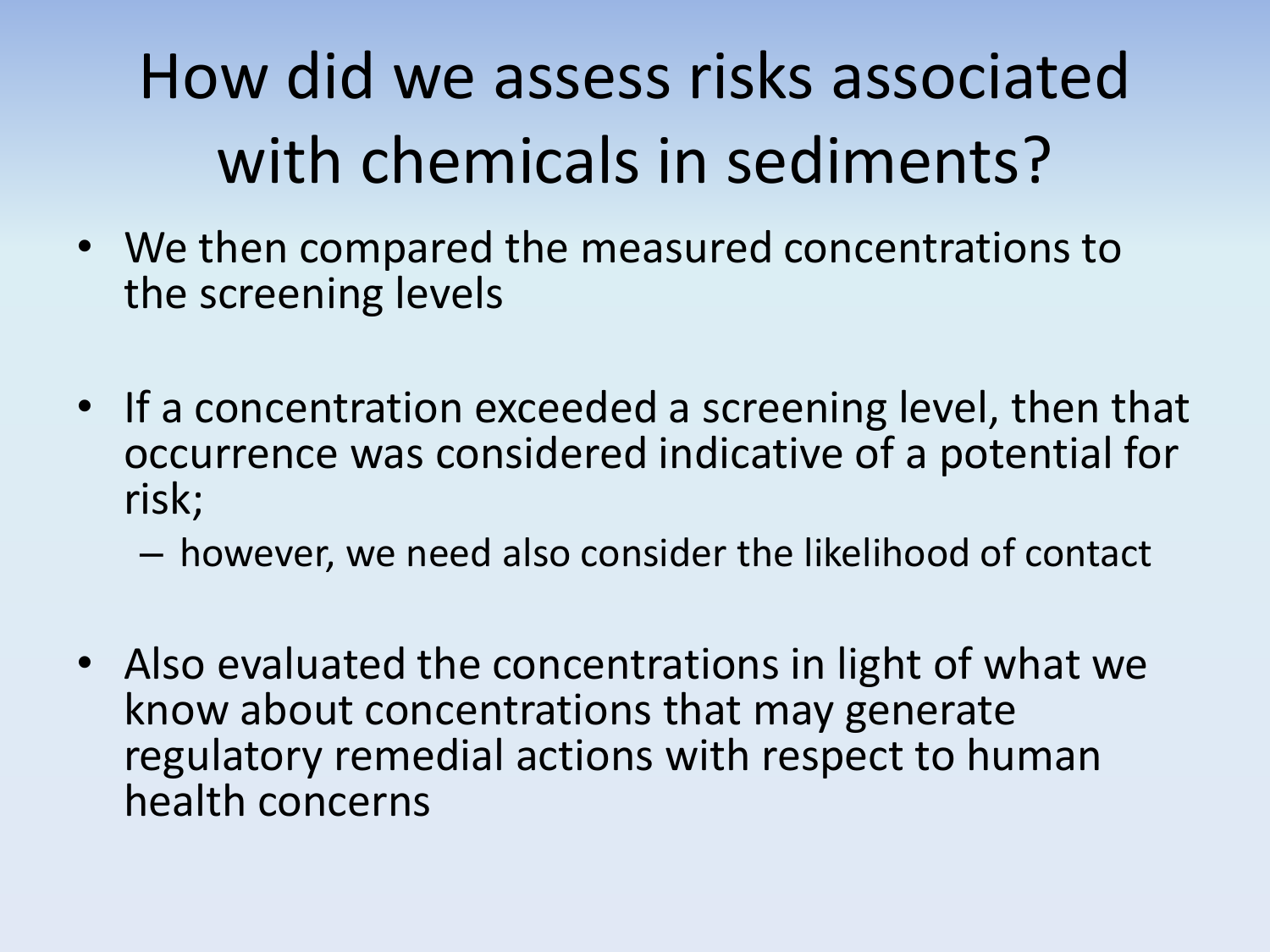# How did we assess risks associated with chemicals in sediments?

- We then compared the measured concentrations to the screening levels

- If a concentration exceeded a screening level, then that occurrence was considered indicative of a potential for risk;
  - however, we need also consider the likelihood of contact

- Also evaluated the concentrations in light of what we know about concentrations that may generate regulatory remedial actions with respect to human health concerns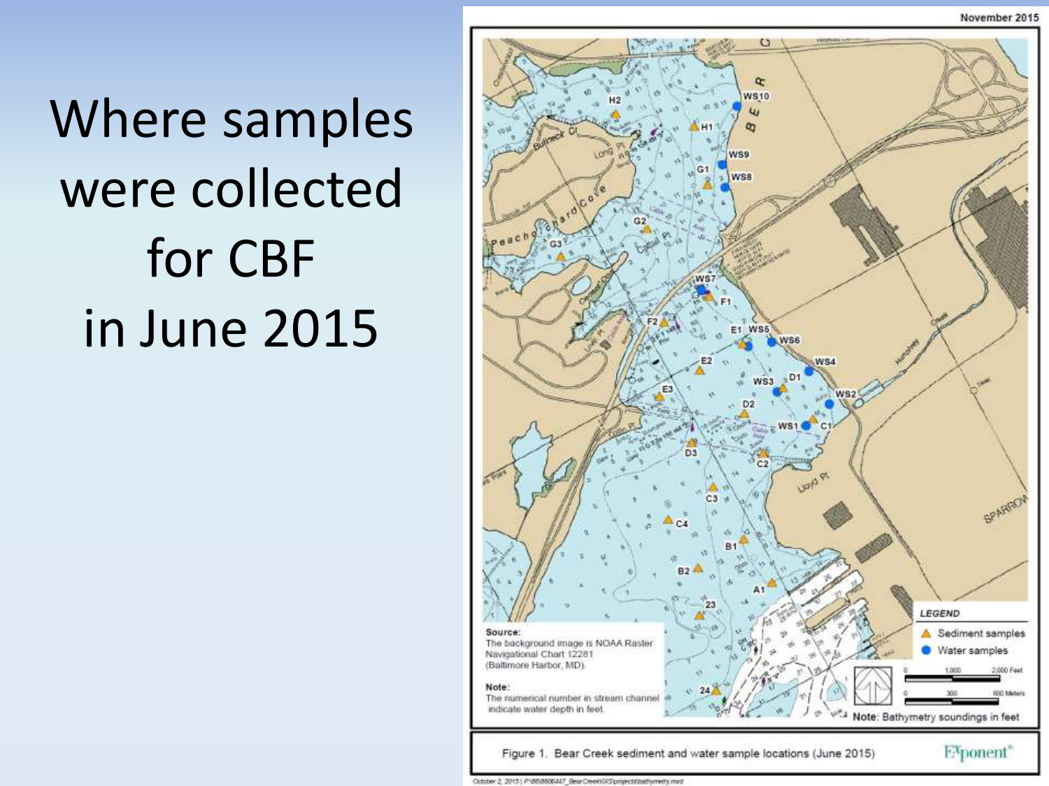# Where samples were collected for CBF in June 2015

November 2015

LEGEND

- Sediment samples
- Water samples

Source:
The background image is NOAA Raster Navigational Chart 12281 (Baltimore Harbor, MD).

Note:
The numerical number in stream channel indicate water depth in feet.

Note: Bathymetry soundings in feet

Figure 1. Bear Creek sediment and water sample locations (June 2015)

Exponent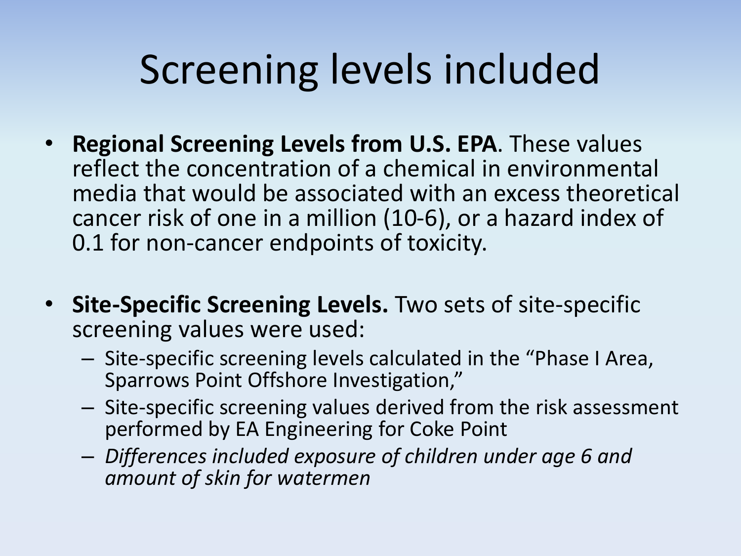# Screening levels included

- **Regional Screening Levels from U.S. EPA**. These values reflect the concentration of a chemical in environmental media that would be associated with an excess theoretical cancer risk of one in a million (10-6), or a hazard index of 0.1 for non-cancer endpoints of toxicity.

- **Site-Specific Screening Levels.** Two sets of site-specific screening values were used:
  - Site-specific screening levels calculated in the "Phase I Area, Sparrows Point Offshore Investigation,"
  - Site-specific screening values derived from the risk assessment performed by EA Engineering for Coke Point
  - *Differences included exposure of children under age 6 and amount of skin for watermen*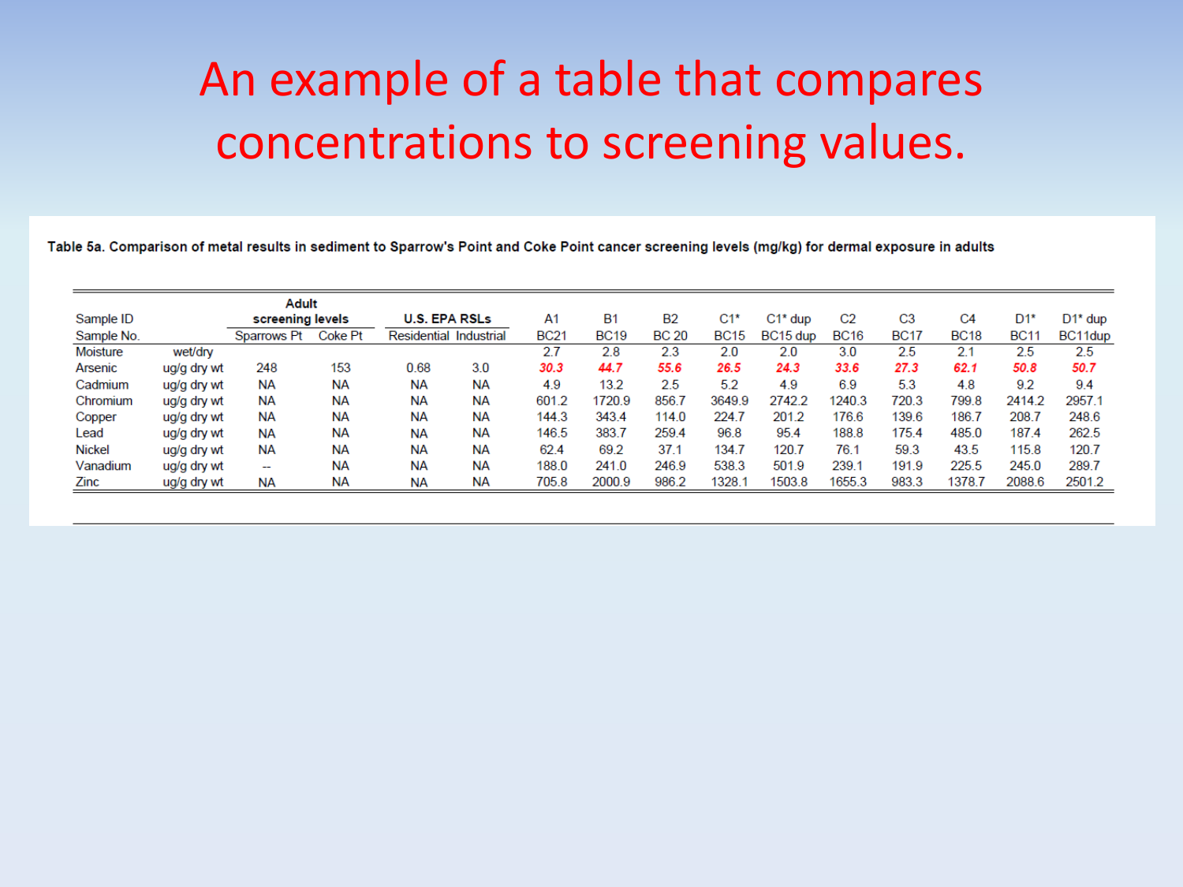# An example of a table that compares concentrations to screening values.

**Table 5a. Comparison of metal results in sediment to Sparrow's Point and Coke Point cancer screening levels (mg/kg) for dermal exposure in adults**

| Sample ID | | Adult screening levels | | U.S. EPA RSLs | | A1 | B1 | B2 | C1* | C1* dup | C2 | C3 | C4 | D1* | D1* dup |
|---|---|---|---|---|---|---|---|---|---|---|---|---|---|---|---|
| Sample No. | | Sparrows Pt | Coke Pt | Residential | Industrial | BC21 | BC19 | BC 20 | BC15 | BC15 dup | BC16 | BC17 | BC18 | BC11 | BC11dup |
| Moisture | wet/dry | | | | | 2.7 | 2.8 | 2.3 | 2.0 | 2.0 | 3.0 | 2.5 | 2.1 | 2.5 | 2.5 |
| Arsenic | ug/g dry wt | 248 | 153 | 0.68 | 3.0 | ***30.3*** | ***44.7*** | ***55.6*** | ***26.5*** | ***24.3*** | ***33.6*** | ***27.3*** | ***62.1*** | ***50.8*** | ***50.7*** |
| Cadmium | ug/g dry wt | NA | NA | NA | NA | 4.9 | 13.2 | 2.5 | 5.2 | 4.9 | 6.9 | 5.3 | 4.8 | 9.2 | 9.4 |
| Chromium | ug/g dry wt | NA | NA | NA | NA | 601.2 | 1720.9 | 856.7 | 3649.9 | 2742.2 | 1240.3 | 720.3 | 799.8 | 2414.2 | 2957.1 |
| Copper | ug/g dry wt | NA | NA | NA | NA | 144.3 | 343.4 | 114.0 | 224.7 | 201.2 | 176.6 | 139.6 | 186.7 | 208.7 | 248.6 |
| Lead | ug/g dry wt | NA | NA | NA | NA | 146.5 | 383.7 | 259.4 | 96.8 | 95.4 | 188.8 | 175.4 | 485.0 | 187.4 | 262.5 |
| Nickel | ug/g dry wt | NA | NA | NA | NA | 62.4 | 69.2 | 37.1 | 134.7 | 120.7 | 76.1 | 59.3 | 43.5 | 115.8 | 120.7 |
| Vanadium | ug/g dry wt | -- | NA | NA | NA | 188.0 | 241.0 | 246.9 | 538.3 | 501.9 | 239.1 | 191.9 | 225.5 | 245.0 | 289.7 |
| Zinc | ug/g dry wt | NA | NA | NA | NA | 705.8 | 2000.9 | 986.2 | 1328.1 | 1503.8 | 1655.3 | 983.3 | 1378.7 | 2088.6 | 2501.2 |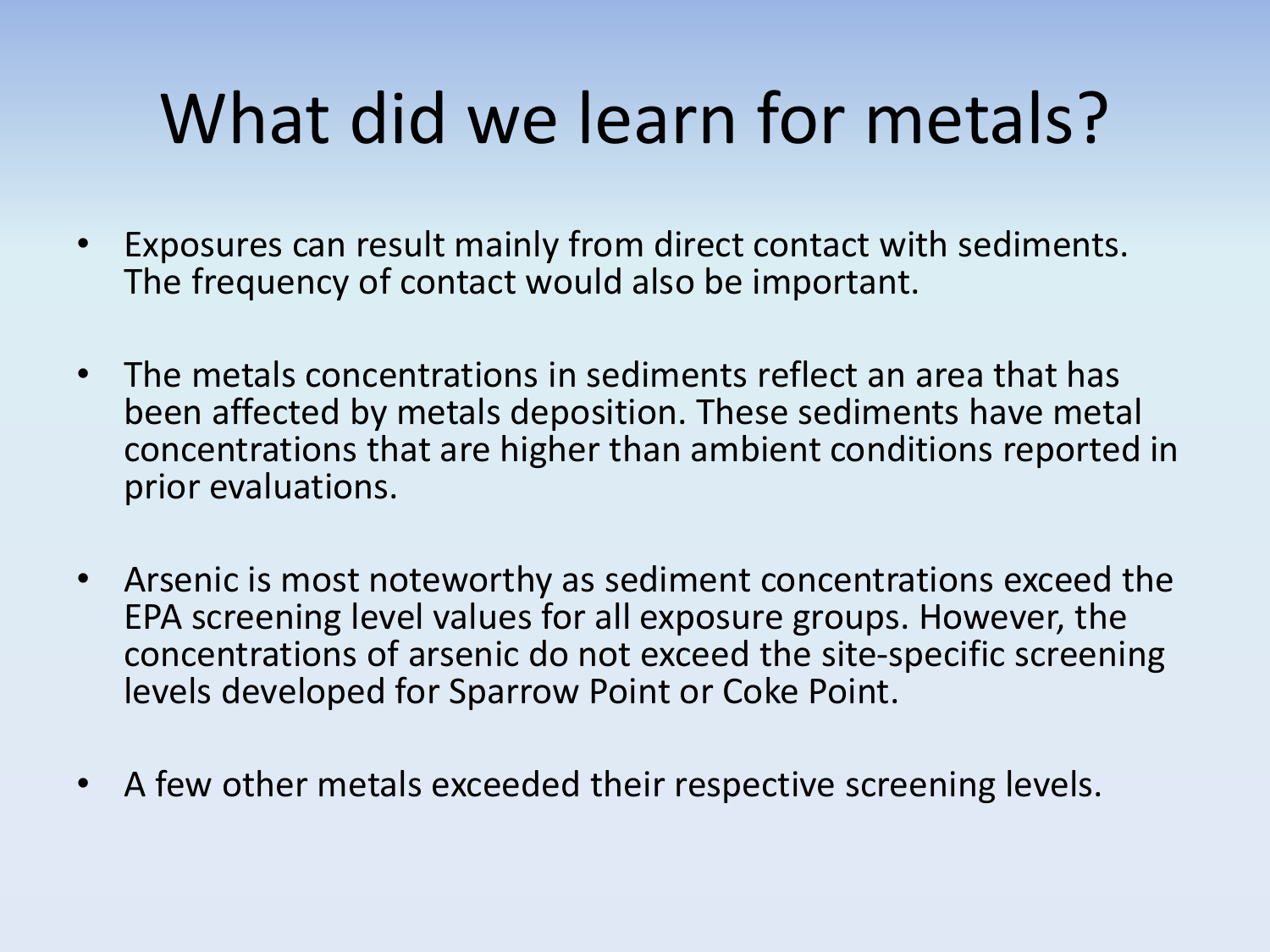# What did we learn for metals?

- Exposures can result mainly from direct contact with sediments. The frequency of contact would also be important.

- The metals concentrations in sediments reflect an area that has been affected by metals deposition. These sediments have metal concentrations that are higher than ambient conditions reported in prior evaluations.

- Arsenic is most noteworthy as sediment concentrations exceed the EPA screening level values for all exposure groups. However, the concentrations of arsenic do not exceed the site-specific screening levels developed for Sparrow Point or Coke Point.

- A few other metals exceeded their respective screening levels.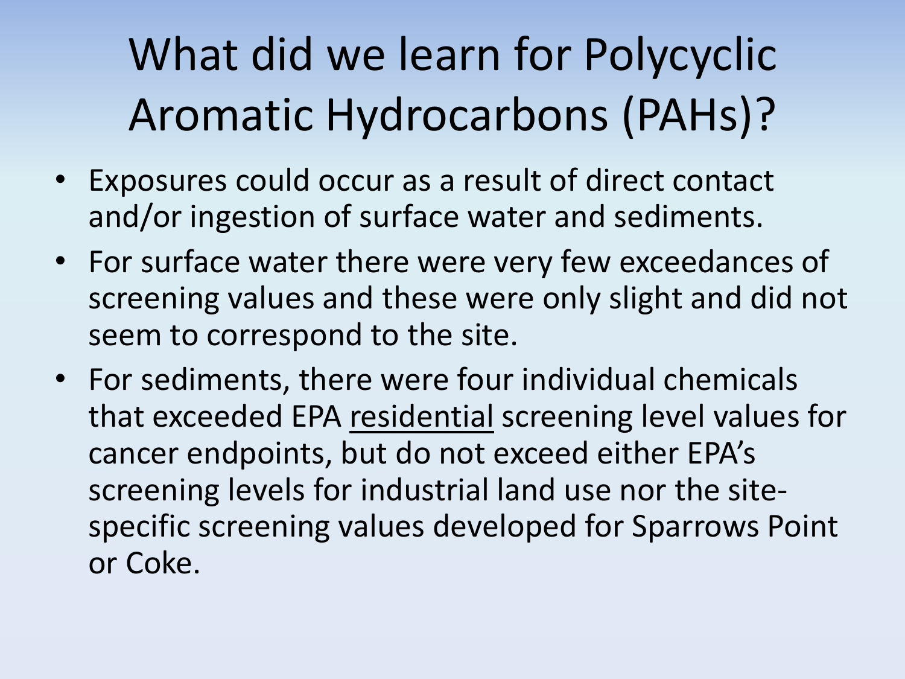# What did we learn for Polycyclic Aromatic Hydrocarbons (PAHs)?

- Exposures could occur as a result of direct contact and/or ingestion of surface water and sediments.
- For surface water there were very few exceedances of screening values and these were only slight and did not seem to correspond to the site.
- For sediments, there were four individual chemicals that exceeded EPA <u>residential</u> screening level values for cancer endpoints, but do not exceed either EPA's screening levels for industrial land use nor the site-specific screening values developed for Sparrows Point or Coke.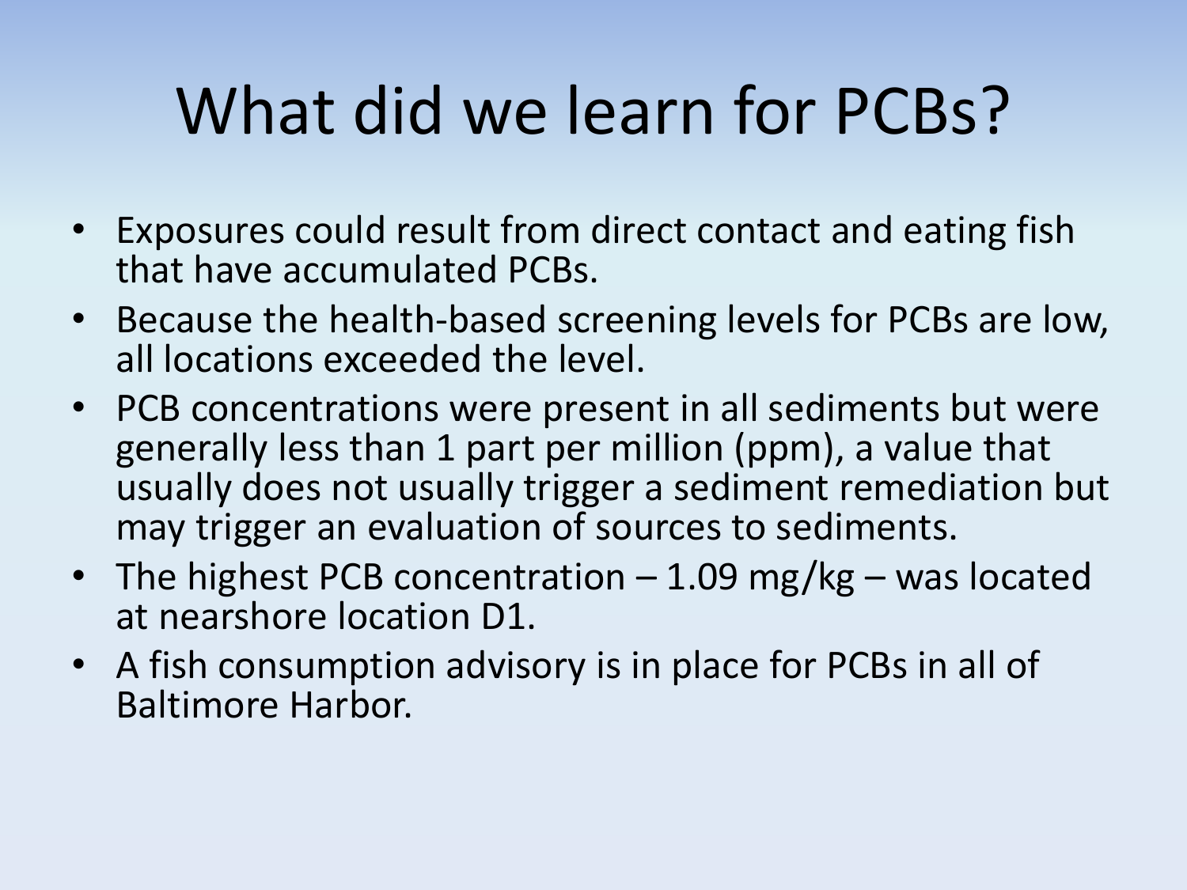# What did we learn for PCBs?

- Exposures could result from direct contact and eating fish that have accumulated PCBs.
- Because the health-based screening levels for PCBs are low, all locations exceeded the level.
- PCB concentrations were present in all sediments but were generally less than 1 part per million (ppm), a value that usually does not usually trigger a sediment remediation but may trigger an evaluation of sources to sediments.
- The highest PCB concentration – 1.09 mg/kg – was located at nearshore location D1.
- A fish consumption advisory is in place for PCBs in all of Baltimore Harbor.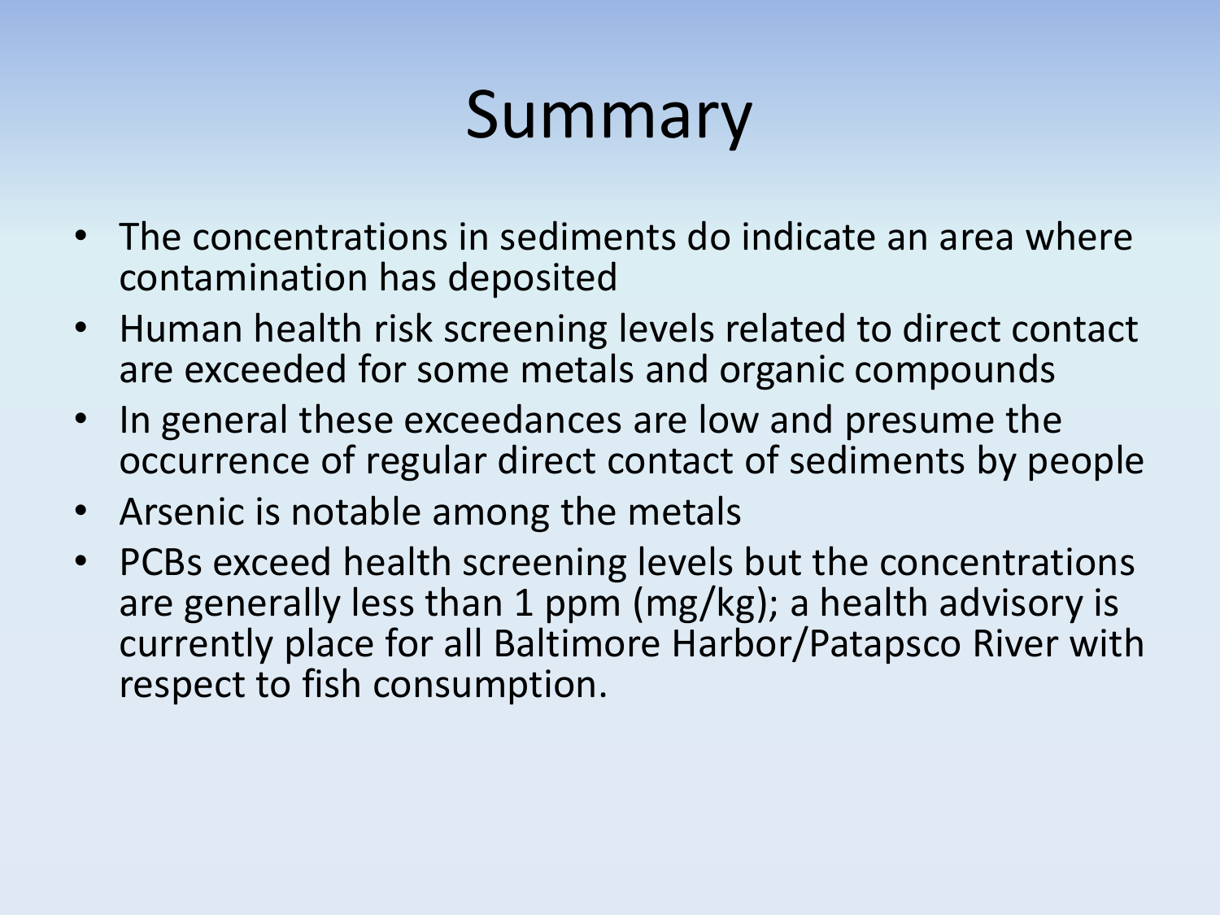# Summary

- The concentrations in sediments do indicate an area where contamination has deposited
- Human health risk screening levels related to direct contact are exceeded for some metals and organic compounds
- In general these exceedances are low and presume the occurrence of regular direct contact of sediments by people
- Arsenic is notable among the metals
- PCBs exceed health screening levels but the concentrations are generally less than 1 ppm (mg/kg); a health advisory is currently place for all Baltimore Harbor/Patapsco River with respect to fish consumption.